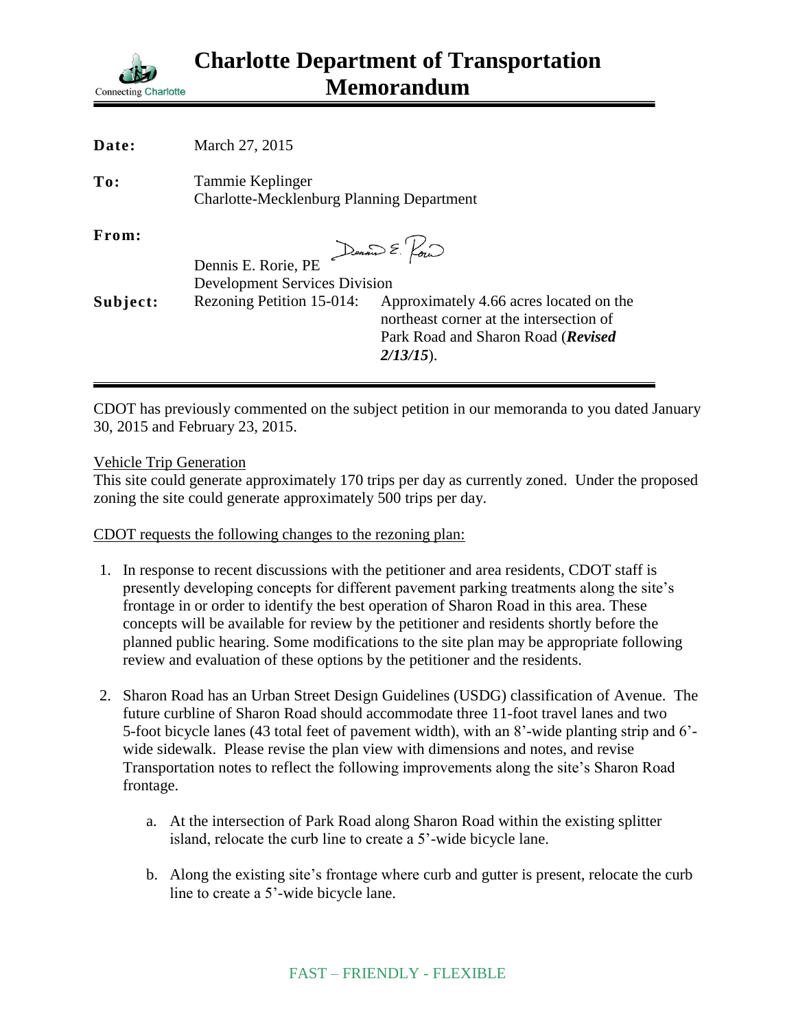# Charlotte Department of Transportation Memorandum

Connecting Charlotte

**Date:** March 27, 2015

**To:** Tammie Keplinger
Charlotte-Mecklenburg Planning Department

**From:** Dennis E. Rorie, PE
Development Services Division

**Subject:** Rezoning Petition 15-014: Approximately 4.66 acres located on the northeast corner at the intersection of Park Road and Sharon Road (***Revised 2/13/15***).

---

CDOT has previously commented on the subject petition in our memoranda to you dated January 30, 2015 and February 23, 2015.

Vehicle Trip Generation

This site could generate approximately 170 trips per day as currently zoned. Under the proposed zoning the site could generate approximately 500 trips per day.

CDOT requests the following changes to the rezoning plan:

1. In response to recent discussions with the petitioner and area residents, CDOT staff is presently developing concepts for different pavement parking treatments along the site's frontage in or order to identify the best operation of Sharon Road in this area. These concepts will be available for review by the petitioner and residents shortly before the planned public hearing. Some modifications to the site plan may be appropriate following review and evaluation of these options by the petitioner and the residents.

2. Sharon Road has an Urban Street Design Guidelines (USDG) classification of Avenue. The future curbline of Sharon Road should accommodate three 11-foot travel lanes and two 5-foot bicycle lanes (43 total feet of pavement width), with an 8'-wide planting strip and 6'-wide sidewalk. Please revise the plan view with dimensions and notes, and revise Transportation notes to reflect the following improvements along the site's Sharon Road frontage.

    a. At the intersection of Park Road along Sharon Road within the existing splitter island, relocate the curb line to create a 5'-wide bicycle lane.

    b. Along the existing site's frontage where curb and gutter is present, relocate the curb line to create a 5'-wide bicycle lane.

FAST – FRIENDLY - FLEXIBLE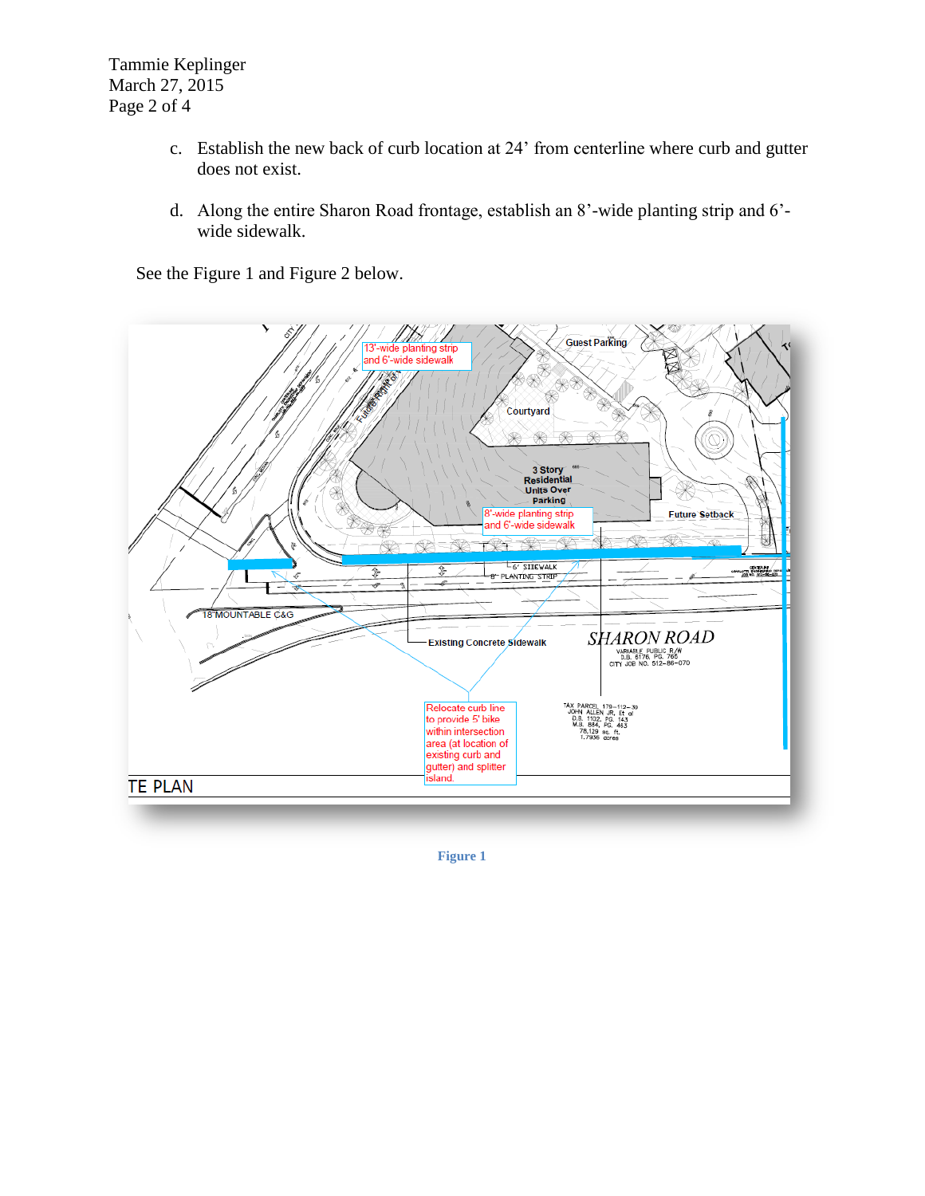c. Establish the new back of curb location at 24' from centerline where curb and gutter does not exist.

d. Along the entire Sharon Road frontage, establish an 8'-wide planting strip and 6'-wide sidewalk.

See the Figure 1 and Figure 2 below.

Figure 1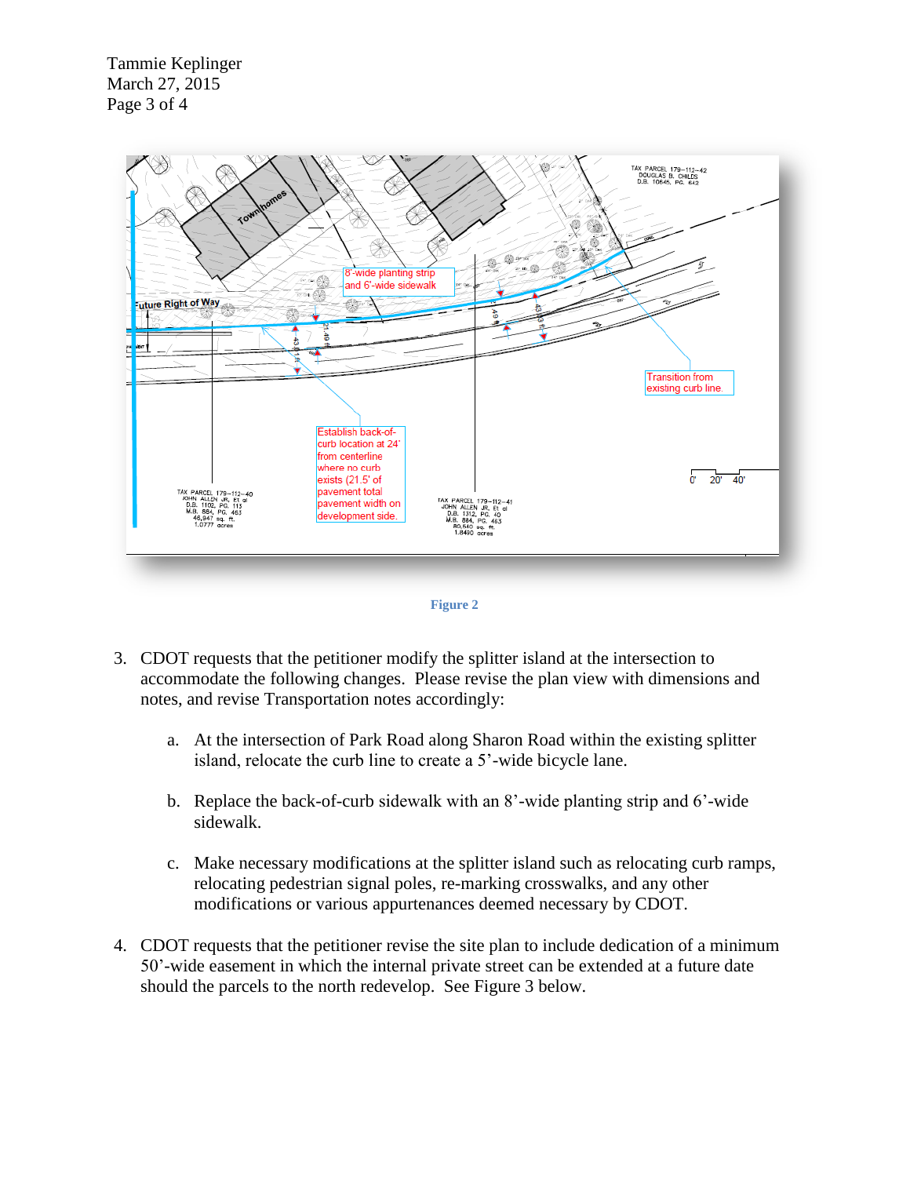Figure 2

3. CDOT requests that the petitioner modify the splitter island at the intersection to accommodate the following changes. Please revise the plan view with dimensions and notes, and revise Transportation notes accordingly:

   a. At the intersection of Park Road along Sharon Road within the existing splitter island, relocate the curb line to create a 5'-wide bicycle lane.

   b. Replace the back-of-curb sidewalk with an 8'-wide planting strip and 6'-wide sidewalk.

   c. Make necessary modifications at the splitter island such as relocating curb ramps, relocating pedestrian signal poles, re-marking crosswalks, and any other modifications or various appurtenances deemed necessary by CDOT.

4. CDOT requests that the petitioner revise the site plan to include dedication of a minimum 50'-wide easement in which the internal private street can be extended at a future date should the parcels to the north redevelop. See Figure 3 below.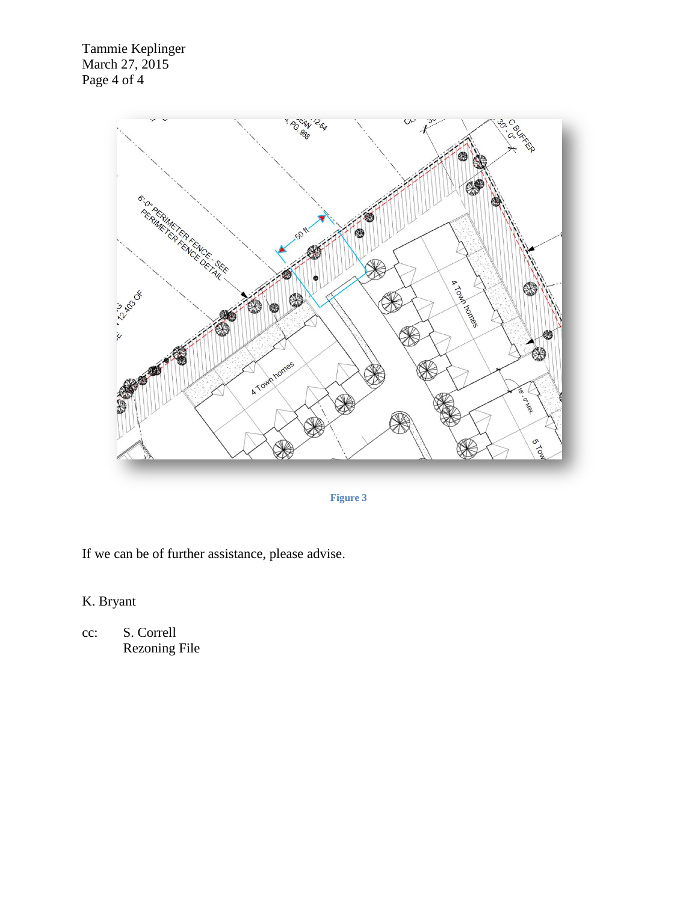Figure 3

If we can be of further assistance, please advise.

K. Bryant

cc: S. Correll
Rezoning File